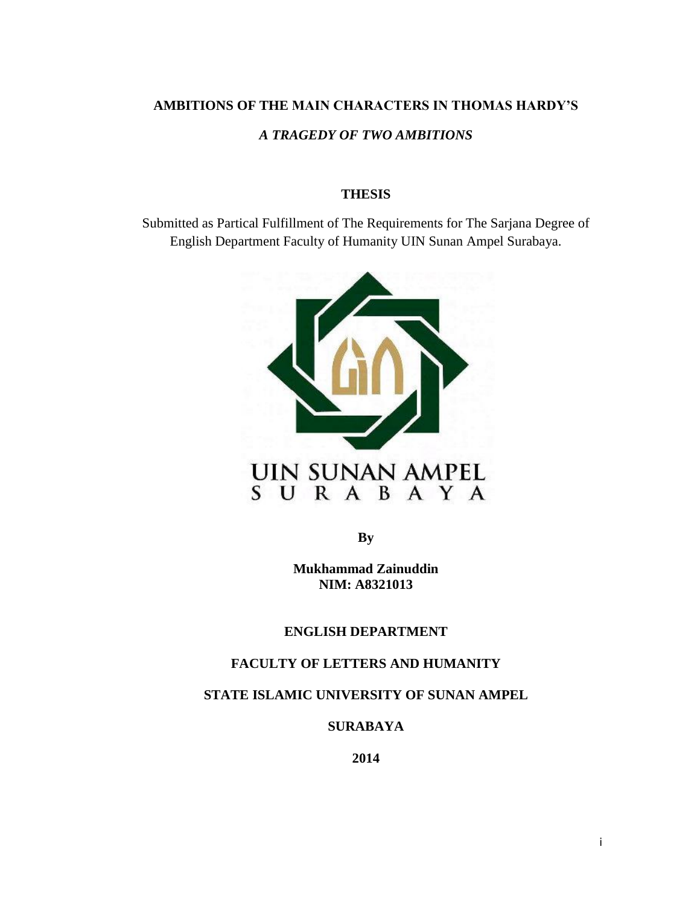**AMBITIONS OF THE MAIN CHARACTERS IN THOMAS HARDY'S**

***A TRAGEDY OF TWO AMBITIONS***

**THESIS**

Submitted as Partical Fulfillment of The Requirements for The Sarjana Degree of English Department Faculty of Humanity UIN Sunan Ampel Surabaya.

UIN SUNAN AMPEL
S U R A B A Y A

**By**

**Mukhammad Zainuddin**
**NIM: A8321013**

**ENGLISH DEPARTMENT**

**FACULTY OF LETTERS AND HUMANITY**

**STATE ISLAMIC UNIVERSITY OF SUNAN AMPEL**

**SURABAYA**

**2014**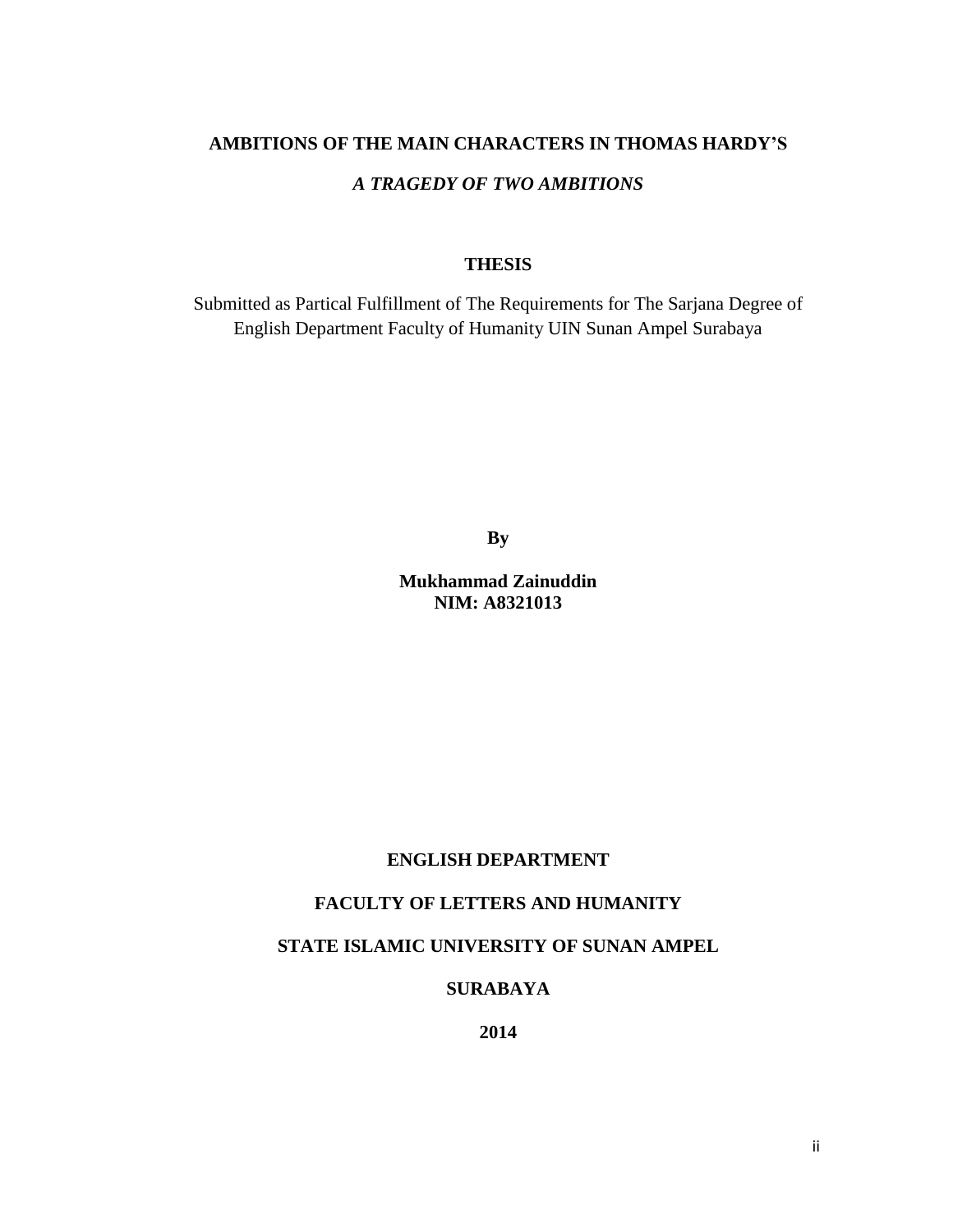**AMBITIONS OF THE MAIN CHARACTERS IN THOMAS HARDY'S**

***A TRAGEDY OF TWO AMBITIONS***

**THESIS**

Submitted as Partical Fulfillment of The Requirements for The Sarjana Degree of English Department Faculty of Humanity UIN Sunan Ampel Surabaya

**By**

**Mukhammad Zainuddin**
**NIM: A8321013**

**ENGLISH DEPARTMENT**

**FACULTY OF LETTERS AND HUMANITY**

**STATE ISLAMIC UNIVERSITY OF SUNAN AMPEL**

**SURABAYA**

**2014**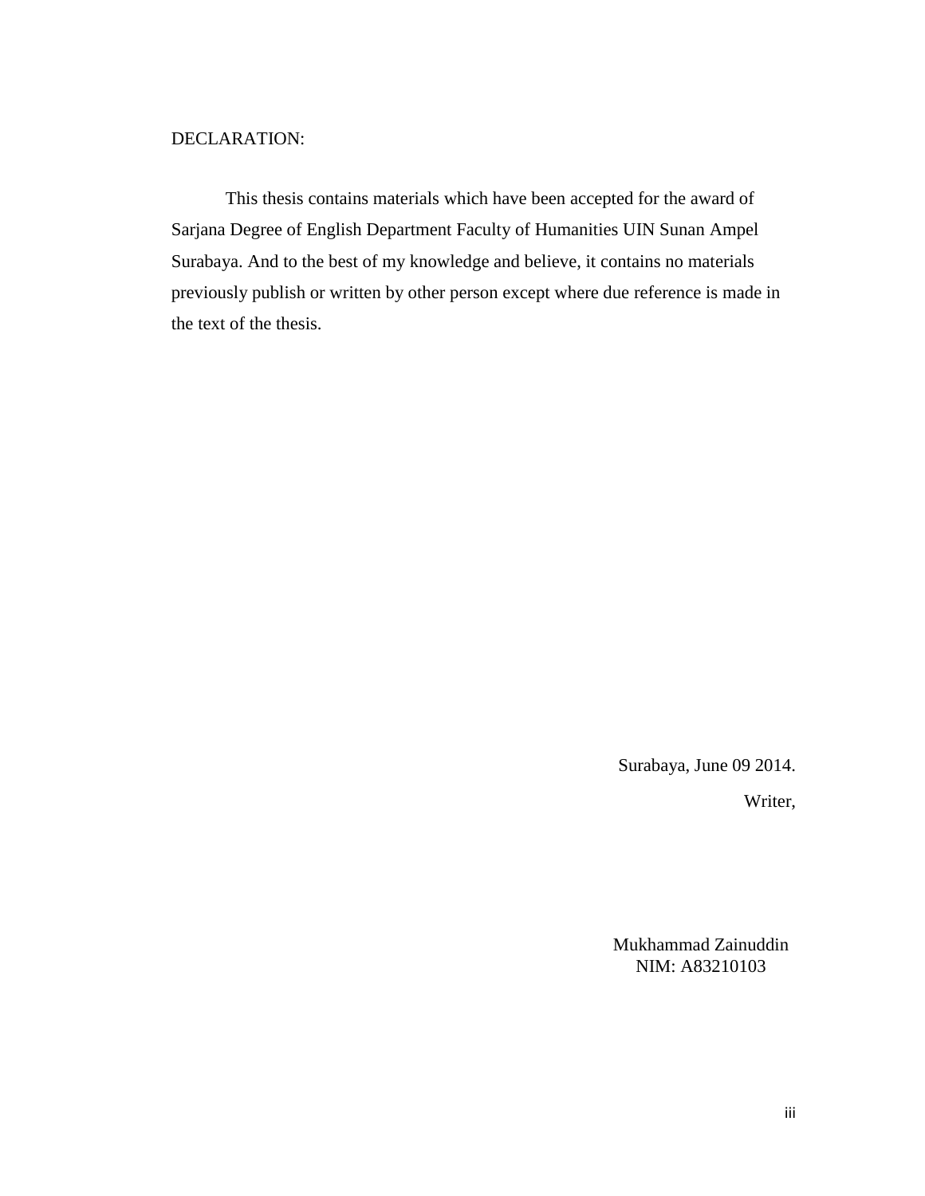DECLARATION:

This thesis contains materials which have been accepted for the award of Sarjana Degree of English Department Faculty of Humanities UIN Sunan Ampel Surabaya. And to the best of my knowledge and believe, it contains no materials previously publish or written by other person except where due reference is made in the text of the thesis.

Surabaya, June 09 2014.

Writer,

Mukhammad Zainuddin
NIM: A83210103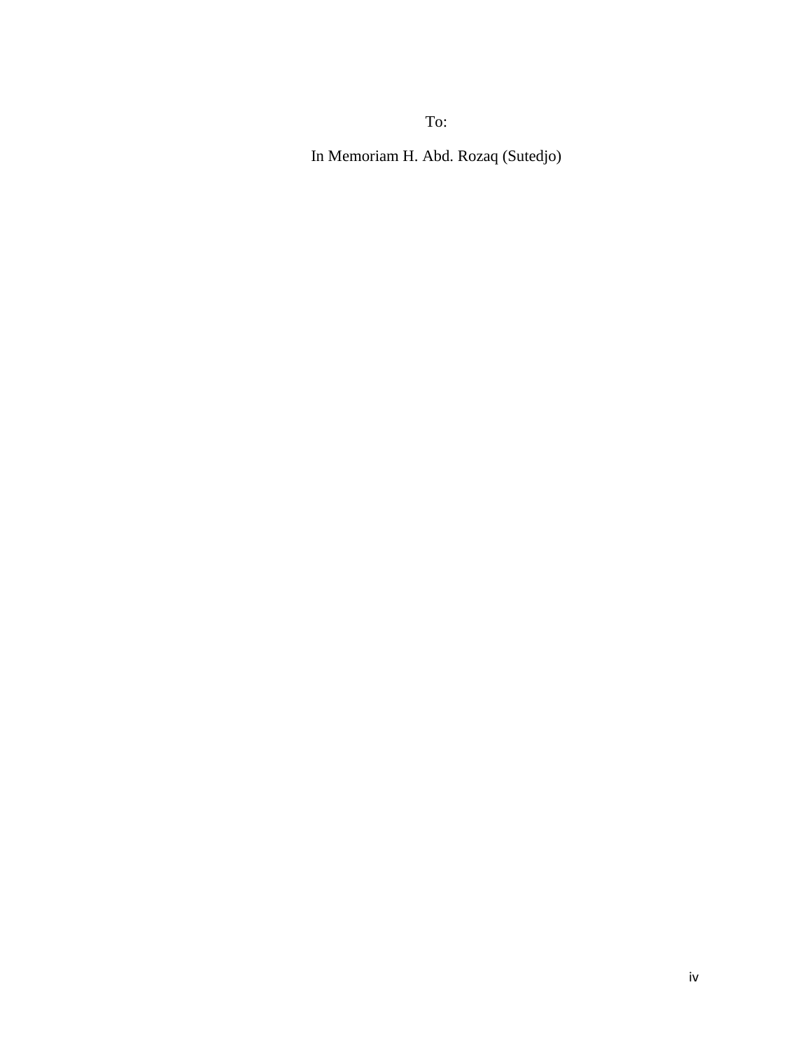To:

In Memoriam H. Abd. Rozaq (Sutedjo)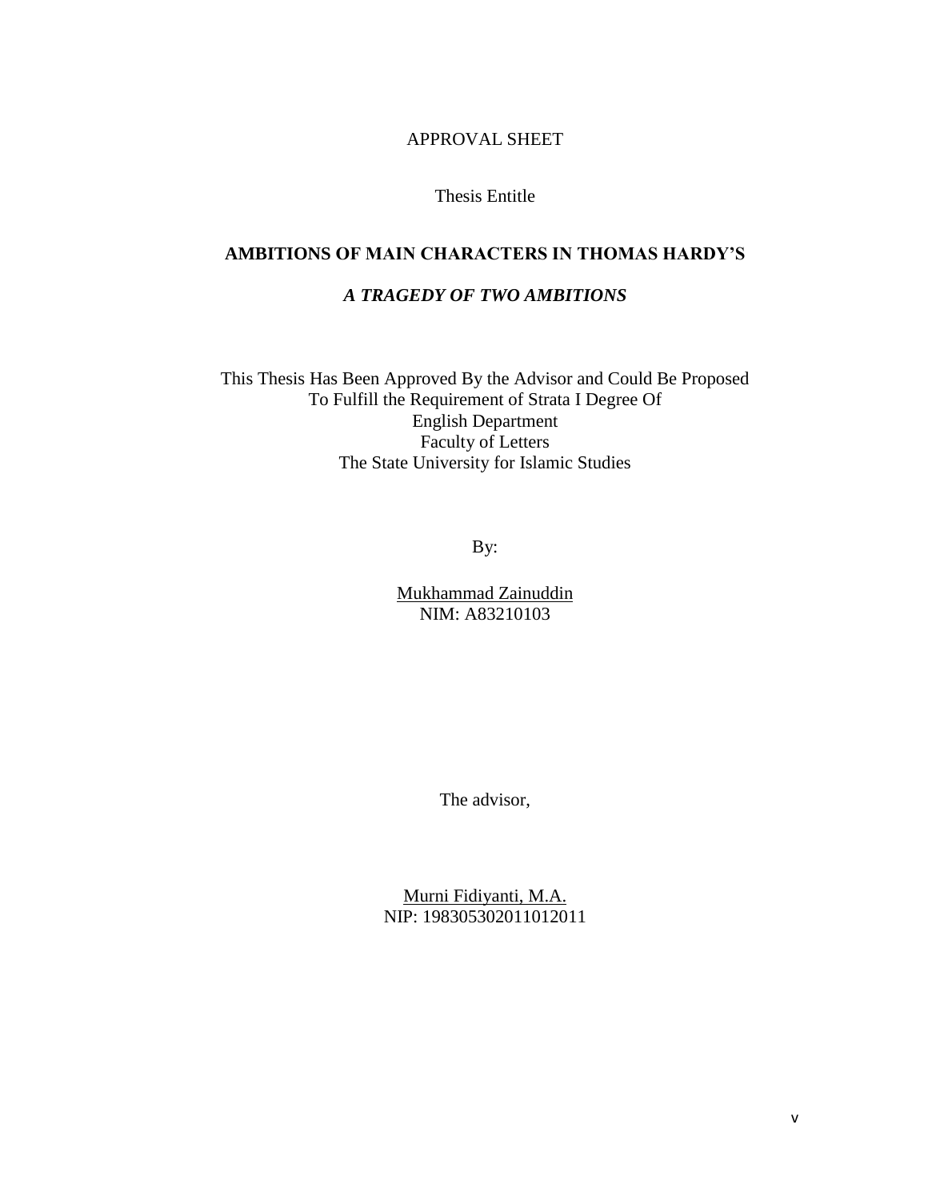APPROVAL SHEET

Thesis Entitle

**AMBITIONS OF MAIN CHARACTERS IN THOMAS HARDY'S**

***A TRAGEDY OF TWO AMBITIONS***

This Thesis Has Been Approved By the Advisor and Could Be Proposed
To Fulfill the Requirement of Strata I Degree Of
English Department
Faculty of Letters
The State University for Islamic Studies

By:

Mukhammad Zainuddin
NIM: A83210103

The advisor,

Murni Fidiyanti, M.A.
NIP: 198305302011012011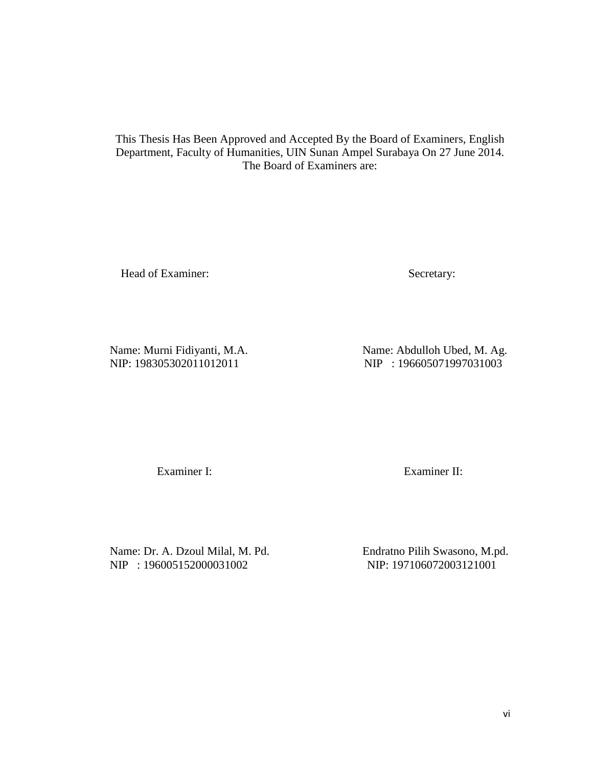This Thesis Has Been Approved and Accepted By the Board of Examiners, English Department, Faculty of Humanities, UIN Sunan Ampel Surabaya On 27 June 2014. The Board of Examiners are:

Head of Examiner:

Name: Murni Fidiyanti, M.A.
NIP: 198305302011012011

Secretary:

Name: Abdulloh Ubed, M. Ag.
NIP : 196605071997031003

Examiner I:

Name: Dr. A. Dzoul Milal, M. Pd.
NIP : 196005152000031002

Examiner II:

Endratno Pilih Swasono, M.pd.
NIP: 197106072003121001